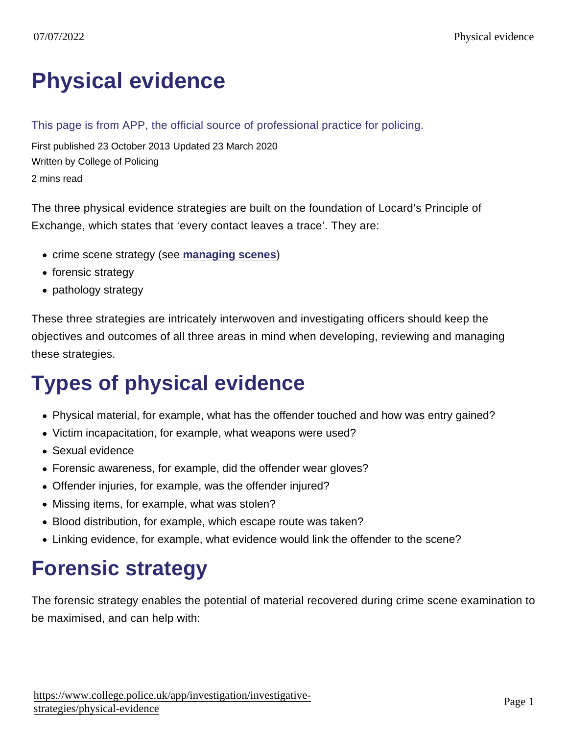# Physical evidence

This page is from APP, the official source of professional practice for policing.

First published 23 October 2013 Updated 23 March 2020

Written by College of Policing

2 mins read

The three physical evidence strategies are built on the foundation of Locard's Principle of Exchange, which states that 'every contact leaves a trace'. They are:

- crime scene strategy (see **managing scenes**)
- forensic strategy
- pathology strategy

These three strategies are intricately interwoven and investigating officers should keep the objectives and outcomes of all three areas in mind when developing, reviewing and managing these strategies.

## Types of physical evidence

- Physical material, for example, what has the offender touched and how was entry gained?
- Victim incapacitation, for example, what weapons were used?
- Sexual evidence
- Forensic awareness, for example, did the offender wear gloves?
- Offender injuries, for example, was the offender injured?
- Missing items, for example, what was stolen?
- Blood distribution, for example, which escape route was taken?
- Linking evidence, for example, what evidence would link the offender to the scene?

## Forensic strategy

The forensic strategy enables the potential of material recovered during crime scene examination to be maximised, and can help with: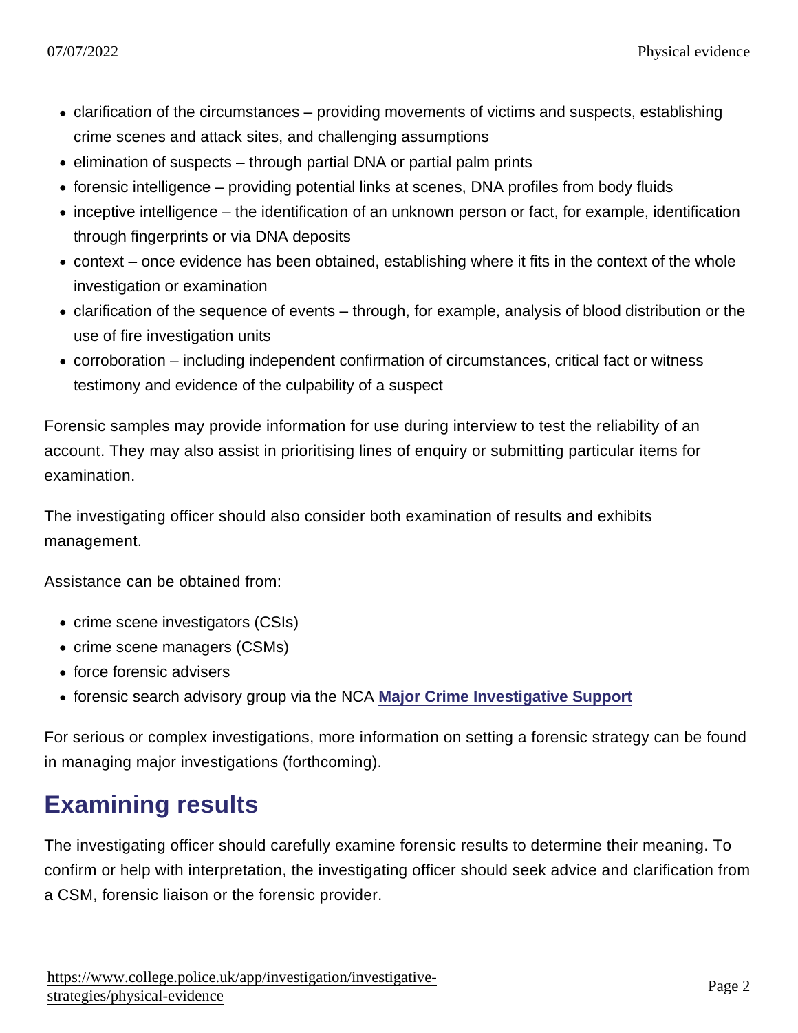- clarification of the circumstances – providing movements of victims and suspects, establishing crime scenes and attack sites, and challenging assumptions
- elimination of suspects – through partial DNA or partial palm prints
- forensic intelligence – providing potential links at scenes, DNA profiles from body fluids
- inceptive intelligence – the identification of an unknown person or fact, for example, identification through fingerprints or via DNA deposits
- context – once evidence has been obtained, establishing where it fits in the context of the whole investigation or examination
- clarification of the sequence of events – through, for example, analysis of blood distribution or the use of fire investigation units
- corroboration – including independent confirmation of circumstances, critical fact or witness testimony and evidence of the culpability of a suspect

Forensic samples may provide information for use during interview to test the reliability of an account. They may also assist in prioritising lines of enquiry or submitting particular items for examination.

The investigating officer should also consider both examination of results and exhibits management.

Assistance can be obtained from:

- crime scene investigators (CSIs)
- crime scene managers (CSMs)
- force forensic advisers
- forensic search advisory group via the NCA **Major Crime Investigative Support**

For serious or complex investigations, more information on setting a forensic strategy can be found in managing major investigations (forthcoming).

## Examining results

The investigating officer should carefully examine forensic results to determine their meaning. To confirm or help with interpretation, the investigating officer should seek advice and clarification from a CSM, forensic liaison or the forensic provider.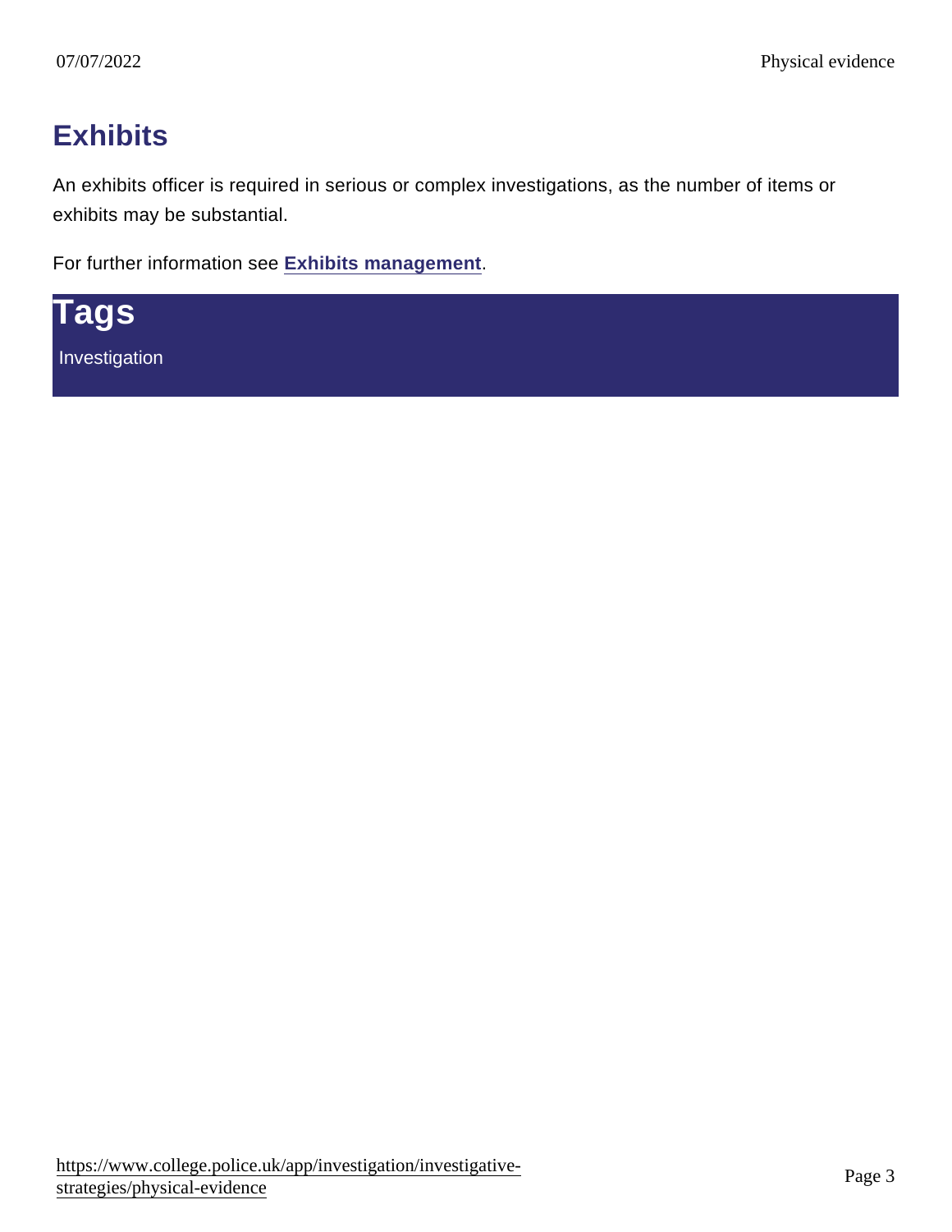## Exhibits

An exhibits officer is required in serious or complex investigations, as the number of items or exhibits may be substantial.

For further information see **Exhibits management**.

## Tags

Investigation